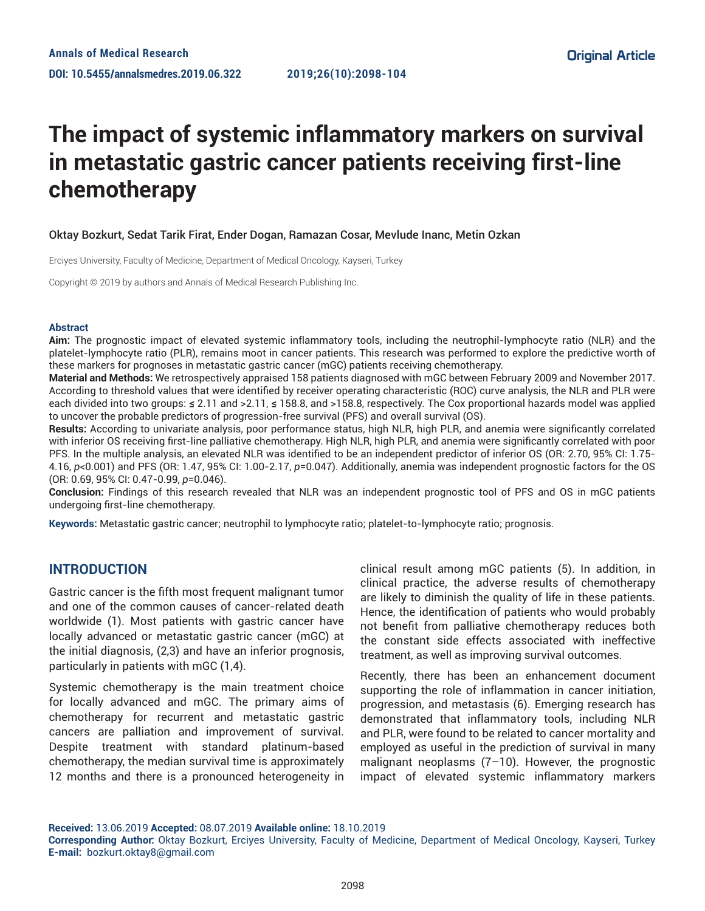Annals of Medical Research

DOI: 10.5455/annalsmedres.2019.06.322

2019;26(10):2098-104

Original Article

# The impact of systemic inflammatory markers on survival in metastatic gastric cancer patients receiving first-line chemotherapy

Oktay Bozkurt, Sedat Tarik Firat, Ender Dogan, Ramazan Cosar, Mevlude Inanc, Metin Ozkan

Erciyes University, Faculty of Medicine, Department of Medical Oncology, Kayseri, Turkey

Copyright © 2019 by authors and Annals of Medical Research Publishing Inc.

### Abstract

**Aim:** The prognostic impact of elevated systemic inflammatory tools, including the neutrophil-lymphocyte ratio (NLR) and the platelet-lymphocyte ratio (PLR), remains moot in cancer patients. This research was performed to explore the predictive worth of these markers for prognoses in metastatic gastric cancer (mGC) patients receiving chemotherapy.

**Material and Methods:** We retrospectively appraised 158 patients diagnosed with mGC between February 2009 and November 2017. According to threshold values that were identified by receiver operating characteristic (ROC) curve analysis, the NLR and PLR were each divided into two groups: ≤ 2.11 and >2.11, ≤ 158.8, and >158.8, respectively. The Cox proportional hazards model was applied to uncover the probable predictors of progression-free survival (PFS) and overall survival (OS).

**Results:** According to univariate analysis, poor performance status, high NLR, high PLR, and anemia were significantly correlated with inferior OS receiving first-line palliative chemotherapy. High NLR, high PLR, and anemia were significantly correlated with poor PFS. In the multiple analysis, an elevated NLR was identified to be an independent predictor of inferior OS (OR: 2.70, 95% CI: 1.75-4.16, $p$<0.001) and PFS (OR: 1.47, 95% CI: 1.00-2.17, $p$=0.047). Additionally, anemia was independent prognostic factors for the OS (OR: 0.69, 95% CI: 0.47-0.99, $p$=0.046).

**Conclusion:** Findings of this research revealed that NLR was an independent prognostic tool of PFS and OS in mGC patients undergoing first-line chemotherapy.

**Keywords:** Metastatic gastric cancer; neutrophil to lymphocyte ratio; platelet-to-lymphocyte ratio; prognosis.

## INTRODUCTION

Gastric cancer is the fifth most frequent malignant tumor and one of the common causes of cancer-related death worldwide (1). Most patients with gastric cancer have locally advanced or metastatic gastric cancer (mGC) at the initial diagnosis, (2,3) and have an inferior prognosis, particularly in patients with mGC (1,4).

Systemic chemotherapy is the main treatment choice for locally advanced and mGC. The primary aims of chemotherapy for recurrent and metastatic gastric cancers are palliation and improvement of survival. Despite treatment with standard platinum-based chemotherapy, the median survival time is approximately 12 months and there is a pronounced heterogeneity in clinical result among mGC patients (5). In addition, in clinical practice, the adverse results of chemotherapy are likely to diminish the quality of life in these patients. Hence, the identification of patients who would probably not benefit from palliative chemotherapy reduces both the constant side effects associated with ineffective treatment, as well as improving survival outcomes.

Recently, there has been an enhancement document supporting the role of inflammation in cancer initiation, progression, and metastasis (6). Emerging research has demonstrated that inflammatory tools, including NLR and PLR, were found to be related to cancer mortality and employed as useful in the prediction of survival in many malignant neoplasms (7–10). However, the prognostic impact of elevated systemic inflammatory markers

**Received:** 13.06.2019 **Accepted:** 08.07.2019 **Available online:** 18.10.2019

**Corresponding Author:** Oktay Bozkurt, Erciyes University, Faculty of Medicine, Department of Medical Oncology, Kayseri, Turkey

**E-mail:** bozkurt.oktay8@gmail.com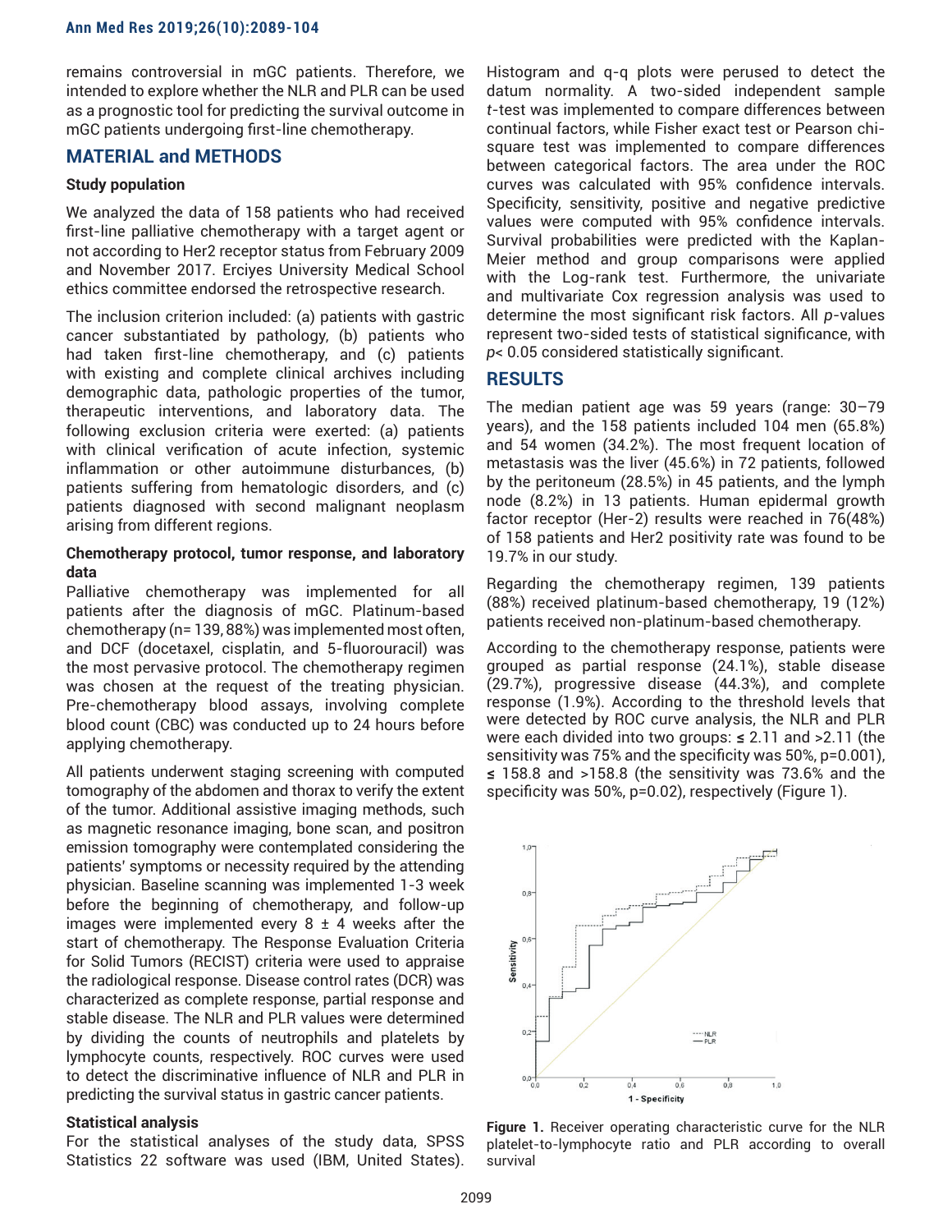remains controversial in mGC patients. Therefore, we intended to explore whether the NLR and PLR can be used as a prognostic tool for predicting the survival outcome in mGC patients undergoing first-line chemotherapy.

## MATERIAL and METHODS

### Study population

We analyzed the data of 158 patients who had received first-line palliative chemotherapy with a target agent or not according to Her2 receptor status from February 2009 and November 2017. Erciyes University Medical School ethics committee endorsed the retrospective research.

The inclusion criterion included: (a) patients with gastric cancer substantiated by pathology, (b) patients who had taken first-line chemotherapy, and (c) patients with existing and complete clinical archives including demographic data, pathologic properties of the tumor, therapeutic interventions, and laboratory data. The following exclusion criteria were exerted: (a) patients with clinical verification of acute infection, systemic inflammation or other autoimmune disturbances, (b) patients suffering from hematologic disorders, and (c) patients diagnosed with second malignant neoplasm arising from different regions.

### Chemotherapy protocol, tumor response, and laboratory data

Palliative chemotherapy was implemented for all patients after the diagnosis of mGC. Platinum-based chemotherapy (n= 139, 88%) was implemented most often, and DCF (docetaxel, cisplatin, and 5-fluorouracil) was the most pervasive protocol. The chemotherapy regimen was chosen at the request of the treating physician. Pre-chemotherapy blood assays, involving complete blood count (CBC) was conducted up to 24 hours before applying chemotherapy.

All patients underwent staging screening with computed tomography of the abdomen and thorax to verify the extent of the tumor. Additional assistive imaging methods, such as magnetic resonance imaging, bone scan, and positron emission tomography were contemplated considering the patients' symptoms or necessity required by the attending physician. Baseline scanning was implemented 1-3 week before the beginning of chemotherapy, and follow-up images were implemented every 8 ± 4 weeks after the start of chemotherapy. The Response Evaluation Criteria for Solid Tumors (RECIST) criteria were used to appraise the radiological response. Disease control rates (DCR) was characterized as complete response, partial response and stable disease. The NLR and PLR values were determined by dividing the counts of neutrophils and platelets by lymphocyte counts, respectively. ROC curves were used to detect the discriminative influence of NLR and PLR in predicting the survival status in gastric cancer patients.

### Statistical analysis

For the statistical analyses of the study data, SPSS Statistics 22 software was used (IBM, United States). Histogram and q-q plots were perused to detect the datum normality. A two-sided independent sample *t*-test was implemented to compare differences between continual factors, while Fisher exact test or Pearson chi-square test was implemented to compare differences between categorical factors. The area under the ROC curves was calculated with 95% confidence intervals. Specificity, sensitivity, positive and negative predictive values were computed with 95% confidence intervals. Survival probabilities were predicted with the Kaplan-Meier method and group comparisons were applied with the Log-rank test. Furthermore, the univariate and multivariate Cox regression analysis was used to determine the most significant risk factors. All *p*-values represent two-sided tests of statistical significance, with $p < 0.05$ considered statistically significant.

## RESULTS

The median patient age was 59 years (range: 30–79 years), and the 158 patients included 104 men (65.8%) and 54 women (34.2%). The most frequent location of metastasis was the liver (45.6%) in 72 patients, followed by the peritoneum (28.5%) in 45 patients, and the lymph node (8.2%) in 13 patients. Human epidermal growth factor receptor (Her-2) results were reached in 76(48%) of 158 patients and Her2 positivity rate was found to be 19.7% in our study.

Regarding the chemotherapy regimen, 139 patients (88%) received platinum-based chemotherapy, 19 (12%) patients received non-platinum-based chemotherapy.

According to the chemotherapy response, patients were grouped as partial response (24.1%), stable disease (29.7%), progressive disease (44.3%), and complete response (1.9%). According to the threshold levels that were detected by ROC curve analysis, the NLR and PLR were each divided into two groups: ≤ 2.11 and >2.11 (the sensitivity was 75% and the specificity was 50%, p=0.001), ≤ 158.8 and >158.8 (the sensitivity was 73.6% and the specificity was 50%, p=0.02), respectively (Figure 1).

**Figure 1.** Receiver operating characteristic curve for the NLR platelet-to-lymphocyte ratio and PLR according to overall survival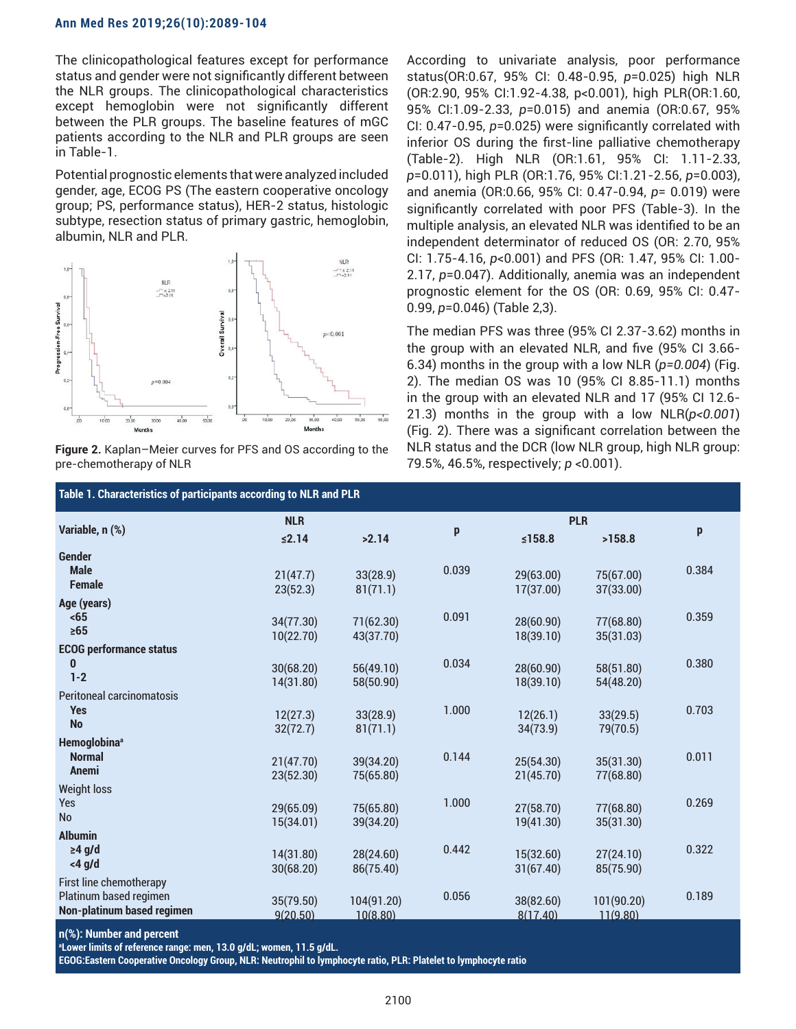The clinicopathological features except for performance status and gender were not significantly different between the NLR groups. The clinicopathological characteristics except hemoglobin were not significantly different between the PLR groups. The baseline features of mGC patients according to the NLR and PLR groups are seen in Table-1.

Potential prognostic elements that were analyzed included gender, age, ECOG PS (The eastern cooperative oncology group; PS, performance status), HER-2 status, histologic subtype, resection status of primary gastric, hemoglobin, albumin, NLR and PLR.

**Figure 2.** Kaplan–Meier curves for PFS and OS according to the pre-chemotherapy of NLR

According to univariate analysis, poor performance status(OR:0.67, 95% CI: 0.48-0.95, *p*=0.025) high NLR (OR:2.90, 95% CI:1.92-4.38, p<0.001), high PLR(OR:1.60, 95% CI:1.09-2.33, *p*=0.015) and anemia (OR:0.67, 95% CI: 0.47-0.95, *p*=0.025) were significantly correlated with inferior OS during the first-line palliative chemotherapy (Table-2). High NLR (OR:1.61, 95% CI: 1.11-2.33, *p*=0.011), high PLR (OR:1.76, 95% CI:1.21-2.56, *p*=0.003), and anemia (OR:0.66, 95% CI: 0.47-0.94, *p*= 0.019) were significantly correlated with poor PFS (Table-3). In the multiple analysis, an elevated NLR was identified to be an independent determinator of reduced OS (OR: 2.70, 95% CI: 1.75-4.16, *p*<0.001) and PFS (OR: 1.47, 95% CI: 1.00-2.17, *p*=0.047). Additionally, anemia was an independent prognostic element for the OS (OR: 0.69, 95% CI: 0.47-0.99, *p*=0.046) (Table 2,3).

The median PFS was three (95% CI 2.37-3.62) months in the group with an elevated NLR, and five (95% CI 3.66-6.34) months in the group with a low NLR (*p=0.004*) (Fig. 2). The median OS was 10 (95% CI 8.85-11.1) months in the group with an elevated NLR and 17 (95% CI 12.6-21.3) months in the group with a low NLR(*p<0.001*) (Fig. 2). There was a significant correlation between the NLR status and the DCR (low NLR group, high NLR group: 79.5%, 46.5%, respectively; *p* <0.001).

**Table 1. Characteristics of participants according to NLR and PLR**

| Variable, n (%) | NLR | | p | PLR | | p |
|---|---|---|---|---|---|---|
| | ≤2.14 | >2.14 | | ≤158.8 | >158.8 | |
| **Gender** | | | | | | |
| **Male** | 21(47.7) | 33(28.9) | 0.039 | 29(63.00) | 75(67.00) | 0.384 |
| **Female** | 23(52.3) | 81(71.1) | | 17(37.00) | 37(33.00) | |
| **Age (years)** | | | | | | |
| **<65** | 34(77.30) | 71(62.30) | 0.091 | 28(60.90) | 77(68.80) | 0.359 |
| **≥65** | 10(22.70) | 43(37.70) | | 18(39.10) | 35(31.03) | |
| **ECOG performance status** | | | | | | |
| **0** | 30(68.20) | 56(49.10) | 0.034 | 28(60.90) | 58(51.80) | 0.380 |
| **1-2** | 14(31.80) | 58(50.90) | | 18(39.10) | 54(48.20) | |
| Peritoneal carcinomatosis | | | | | | |
| **Yes** | 12(27.3) | 33(28.9) | 1.000 | 12(26.1) | 33(29.5) | 0.703 |
| **No** | 32(72.7) | 81(71.1) | | 34(73.9) | 79(70.5) | |
| **Hemoglobina**[a] | | | | | | |
| **Normal** | 21(47.70) | 39(34.20) | 0.144 | 25(54.30) | 35(31.30) | 0.011 |
| **Anemi** | 23(52.30) | 75(65.80) | | 21(45.70) | 77(68.80) | |
| Weight loss | | | | | | |
| Yes | 29(65.09) | 75(65.80) | 1.000 | 27(58.70) | 77(68.80) | 0.269 |
| No | 15(34.01) | 39(34.20) | | 19(41.30) | 35(31.30) | |
| **Albumin** | | | | | | |
| **≥4 g/d** | 14(31.80) | 28(24.60) | 0.442 | 15(32.60) | 27(24.10) | 0.322 |
| **<4 g/d** | 30(68.20) | 86(75.40) | | 31(67.40) | 85(75.90) | |
| First line chemotherapy | | | | | | |
| Platinum based regimen | 35(79.50) | 104(91.20) | 0.056 | 38(82.60) | 101(90.20) | 0.189 |
| **Non-platinum based regimen** | 9(20.50) | 10(8.80) | | 8(17.40) | 11(9.80) | |

**n(%): Number and percent**
**[a]Lower limits of reference range: men, 13.0 g/dL; women, 11.5 g/dL.**
**EGOG:Eastern Cooperative Oncology Group, NLR: Neutrophil to lymphocyte ratio, PLR: Platelet to lymphocyte ratio**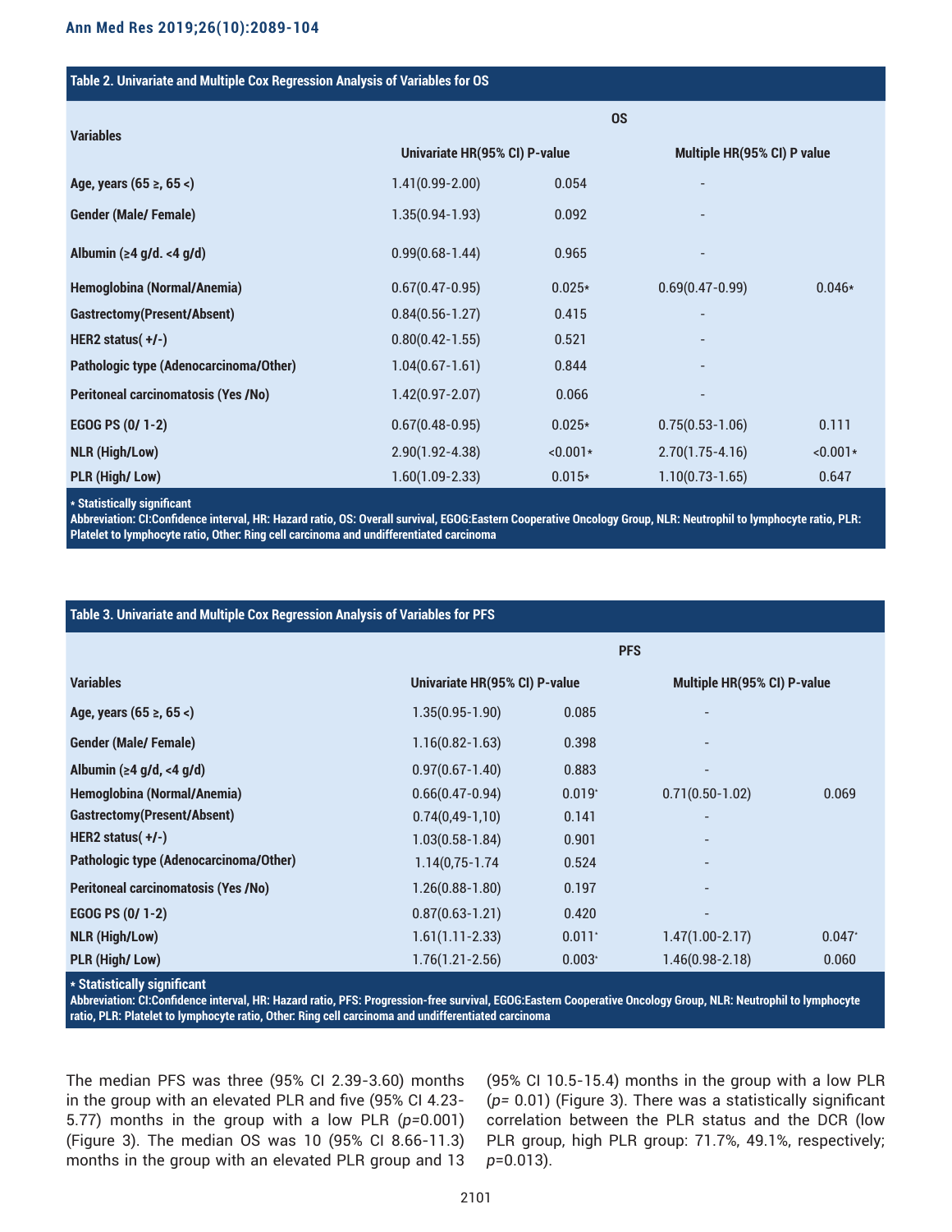**Table 2. Univariate and Multiple Cox Regression Analysis of Variables for OS**

| Variables | OS | | | |
|---|---|---|---|---|
| | Univariate HR(95% CI) P-value | | Multiple HR(95% CI) P value | |
| Age, years (65 ≥, 65 <) | 1.41(0.99-2.00) | 0.054 | - | |
| Gender (Male/ Female) | 1.35(0.94-1.93) | 0.092 | - | |
| Albumin (≥4 g/d. <4 g/d) | 0.99(0.68-1.44) | 0.965 | - | |
| Hemoglobina (Normal/Anemia) | 0.67(0.47-0.95) | 0.025* | 0.69(0.47-0.99) | 0.046* |
| Gastrectomy(Present/Absent) | 0.84(0.56-1.27) | 0.415 | - | |
| HER2 status( +/-) | 0.80(0.42-1.55) | 0.521 | - | |
| Pathologic type (Adenocarcinoma/Other) | 1.04(0.67-1.61) | 0.844 | - | |
| Peritoneal carcinomatosis (Yes /No) | 1.42(0.97-2.07) | 0.066 | - | |
| EGOG PS (0/ 1-2) | 0.67(0.48-0.95) | 0.025* | 0.75(0.53-1.06) | 0.111 |
| NLR (High/Low) | 2.90(1.92-4.38) | <0.001* | 2.70(1.75-4.16) | <0.001* |
| PLR (High/ Low) | 1.60(1.09-2.33) | 0.015* | 1.10(0.73-1.65) | 0.647 |

* Statistically significant
Abbreviation: CI:Confidence interval, HR: Hazard ratio, OS: Overall survival, EGOG:Eastern Cooperative Oncology Group, NLR: Neutrophil to lymphocyte ratio, PLR: Platelet to lymphocyte ratio, Other: Ring cell carcinoma and undifferentiated carcinoma

**Table 3. Univariate and Multiple Cox Regression Analysis of Variables for PFS**

| Variables | PFS | | | |
|---|---|---|---|---|
| | Univariate HR(95% CI) P-value | | Multiple HR(95% CI) P-value | |
| Age, years (65 ≥, 65 <) | 1.35(0.95-1.90) | 0.085 | - | |
| Gender (Male/ Female) | 1.16(0.82-1.63) | 0.398 | - | |
| Albumin (≥4 g/d, <4 g/d) | 0.97(0.67-1.40) | 0.883 | - | |
| Hemoglobina (Normal/Anemia) | 0.66(0.47-0.94) | 0.019* | 0.71(0.50-1.02) | 0.069 |
| Gastrectomy(Present/Absent) | 0.74(0,49-1,10) | 0.141 | - | |
| HER2 status( +/-) | 1.03(0.58-1.84) | 0.901 | - | |
| Pathologic type (Adenocarcinoma/Other) | 1.14(0,75-1.74 | 0.524 | - | |
| Peritoneal carcinomatosis (Yes /No) | 1.26(0.88-1.80) | 0.197 | - | |
| EGOG PS (0/ 1-2) | 0.87(0.63-1.21) | 0.420 | - | |
| NLR (High/Low) | 1.61(1.11-2.33) | 0.011* | 1.47(1.00-2.17) | 0.047* |
| PLR (High/ Low) | 1.76(1.21-2.56) | 0.003* | 1.46(0.98-2.18) | 0.060 |

* Statistically significant
Abbreviation: CI:Confidence interval, HR: Hazard ratio, PFS: Progression-free survival, EGOG:Eastern Cooperative Oncology Group, NLR: Neutrophil to lymphocyte ratio, PLR: Platelet to lymphocyte ratio, Other: Ring cell carcinoma and undifferentiated carcinoma

The median PFS was three (95% CI 2.39-3.60) months in the group with an elevated PLR and five (95% CI 4.23-5.77) months in the group with a low PLR (*p*=0.001) (Figure 3). The median OS was 10 (95% CI 8.66-11.3) months in the group with an elevated PLR group and 13 (95% CI 10.5-15.4) months in the group with a low PLR (*p*= 0.01) (Figure 3). There was a statistically significant correlation between the PLR status and the DCR (low PLR group, high PLR group: 71.7%, 49.1%, respectively; *p*=0.013).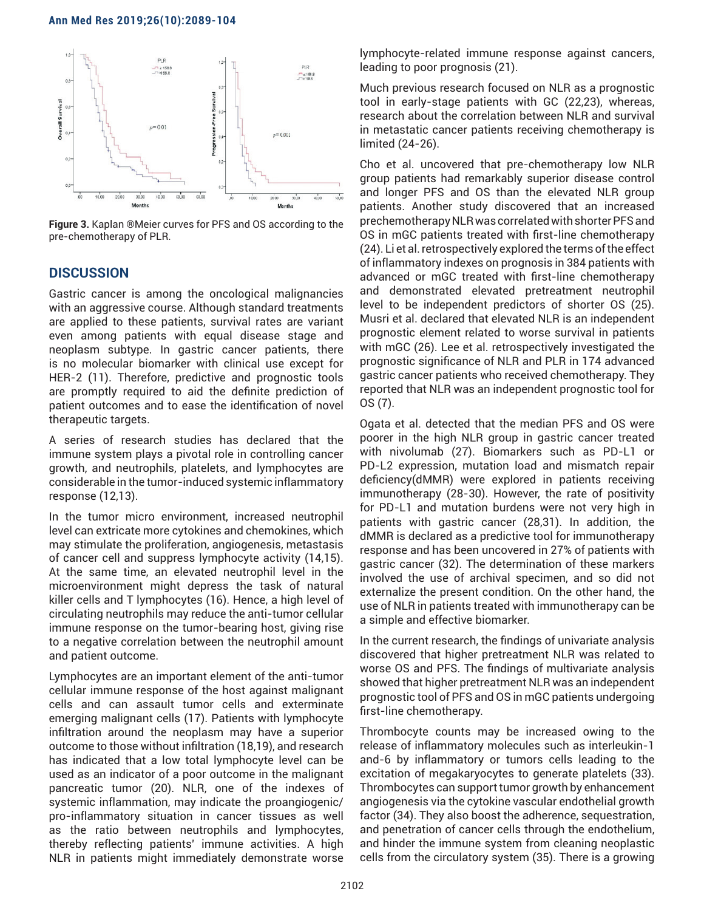Figure 3. Kaplan ®Meier curves for PFS and OS according to the pre-chemotherapy of PLR.

## DISCUSSION

Gastric cancer is among the oncological malignancies with an aggressive course. Although standard treatments are applied to these patients, survival rates are variant even among patients with equal disease stage and neoplasm subtype. In gastric cancer patients, there is no molecular biomarker with clinical use except for HER-2 (11). Therefore, predictive and prognostic tools are promptly required to aid the definite prediction of patient outcomes and to ease the identification of novel therapeutic targets.

A series of research studies has declared that the immune system plays a pivotal role in controlling cancer growth, and neutrophils, platelets, and lymphocytes are considerable in the tumor-induced systemic inflammatory response (12,13).

In the tumor micro environment, increased neutrophil level can extricate more cytokines and chemokines, which may stimulate the proliferation, angiogenesis, metastasis of cancer cell and suppress lymphocyte activity (14,15). At the same time, an elevated neutrophil level in the microenvironment might depress the task of natural killer cells and T lymphocytes (16). Hence, a high level of circulating neutrophils may reduce the anti-tumor cellular immune response on the tumor-bearing host, giving rise to a negative correlation between the neutrophil amount and patient outcome.

Lymphocytes are an important element of the anti-tumor cellular immune response of the host against malignant cells and can assault tumor cells and exterminate emerging malignant cells (17). Patients with lymphocyte infiltration around the neoplasm may have a superior outcome to those without infiltration (18,19), and research has indicated that a low total lymphocyte level can be used as an indicator of a poor outcome in the malignant pancreatic tumor (20). NLR, one of the indexes of systemic inflammation, may indicate the proangiogenic/pro-inflammatory situation in cancer tissues as well as the ratio between neutrophils and lymphocytes, thereby reflecting patients' immune activities. A high NLR in patients might immediately demonstrate worse lymphocyte-related immune response against cancers, leading to poor prognosis (21).

Much previous research focused on NLR as a prognostic tool in early-stage patients with GC (22,23), whereas, research about the correlation between NLR and survival in metastatic cancer patients receiving chemotherapy is limited (24-26).

Cho et al. uncovered that pre-chemotherapy low NLR group patients had remarkably superior disease control and longer PFS and OS than the elevated NLR group patients. Another study discovered that an increased prechemotherapy NLR was correlated with shorter PFS and OS in mGC patients treated with first-line chemotherapy (24). Li et al. retrospectively explored the terms of the effect of inflammatory indexes on prognosis in 384 patients with advanced or mGC treated with first-line chemotherapy and demonstrated elevated pretreatment neutrophil level to be independent predictors of shorter OS (25). Musri et al. declared that elevated NLR is an independent prognostic element related to worse survival in patients with mGC (26). Lee et al. retrospectively investigated the prognostic significance of NLR and PLR in 174 advanced gastric cancer patients who received chemotherapy. They reported that NLR was an independent prognostic tool for OS (7).

Ogata et al. detected that the median PFS and OS were poorer in the high NLR group in gastric cancer treated with nivolumab (27). Biomarkers such as PD-L1 or PD-L2 expression, mutation load and mismatch repair deficiency(dMMR) were explored in patients receiving immunotherapy (28-30). However, the rate of positivity for PD-L1 and mutation burdens were not very high in patients with gastric cancer (28,31). In addition, the dMMR is declared as a predictive tool for immunotherapy response and has been uncovered in 27% of patients with gastric cancer (32). The determination of these markers involved the use of archival specimen, and so did not externalize the present condition. On the other hand, the use of NLR in patients treated with immunotherapy can be a simple and effective biomarker.

In the current research, the findings of univariate analysis discovered that higher pretreatment NLR was related to worse OS and PFS. The findings of multivariate analysis showed that higher pretreatment NLR was an independent prognostic tool of PFS and OS in mGC patients undergoing first-line chemotherapy.

Thrombocyte counts may be increased owing to the release of inflammatory molecules such as interleukin-1 and-6 by inflammatory or tumors cells leading to the excitation of megakaryocytes to generate platelets (33). Thrombocytes can support tumor growth by enhancement angiogenesis via the cytokine vascular endothelial growth factor (34). They also boost the adherence, sequestration, and penetration of cancer cells through the endothelium, and hinder the immune system from cleaning neoplastic cells from the circulatory system (35). There is a growing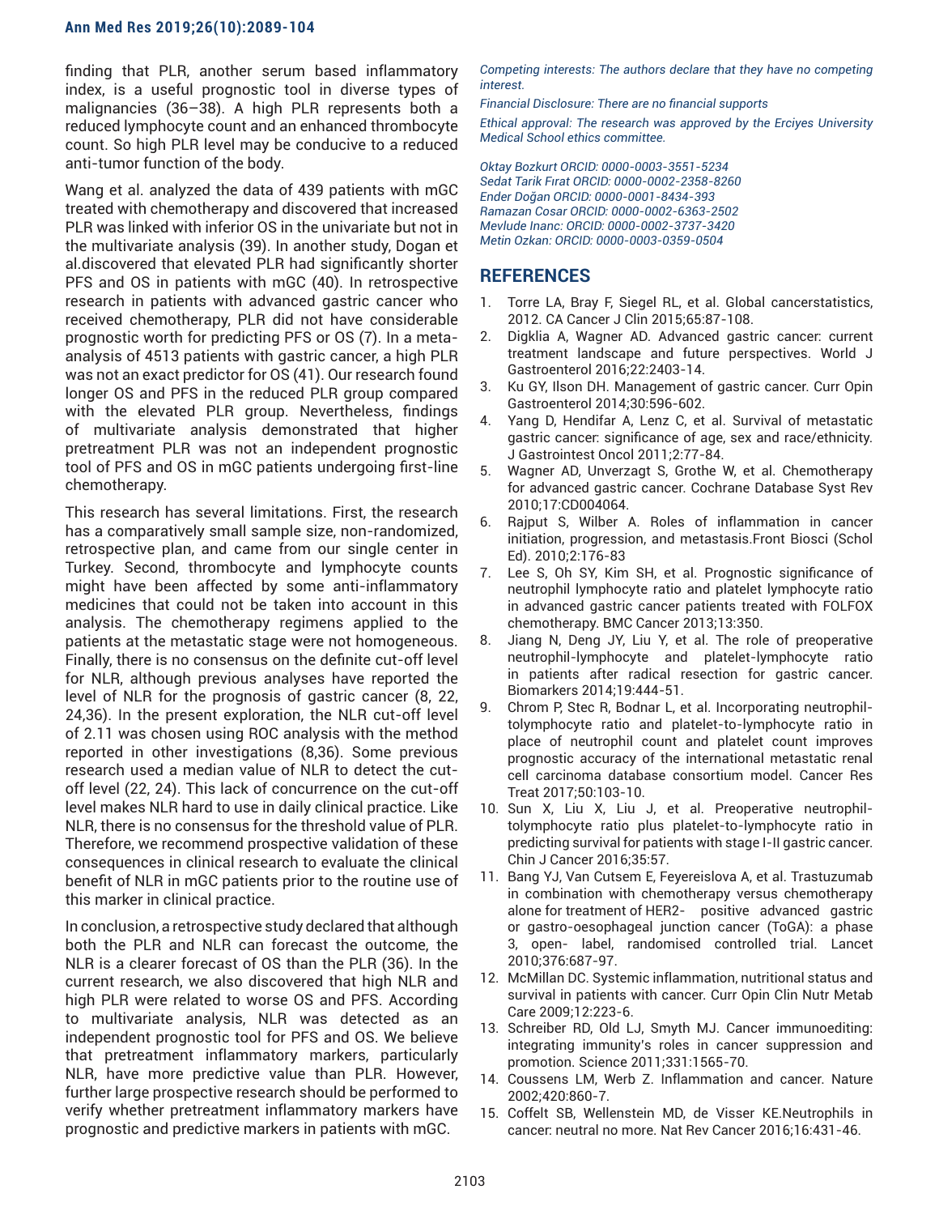finding that PLR, another serum based inflammatory index, is a useful prognostic tool in diverse types of malignancies (36–38). A high PLR represents both a reduced lymphocyte count and an enhanced thrombocyte count. So high PLR level may be conducive to a reduced anti-tumor function of the body.

Wang et al. analyzed the data of 439 patients with mGC treated with chemotherapy and discovered that increased PLR was linked with inferior OS in the univariate but not in the multivariate analysis (39). In another study, Dogan et al.discovered that elevated PLR had significantly shorter PFS and OS in patients with mGC (40). In retrospective research in patients with advanced gastric cancer who received chemotherapy, PLR did not have considerable prognostic worth for predicting PFS or OS (7). In a meta-analysis of 4513 patients with gastric cancer, a high PLR was not an exact predictor for OS (41). Our research found longer OS and PFS in the reduced PLR group compared with the elevated PLR group. Nevertheless, findings of multivariate analysis demonstrated that higher pretreatment PLR was not an independent prognostic tool of PFS and OS in mGC patients undergoing first-line chemotherapy.

This research has several limitations. First, the research has a comparatively small sample size, non-randomized, retrospective plan, and came from our single center in Turkey. Second, thrombocyte and lymphocyte counts might have been affected by some anti-inflammatory medicines that could not be taken into account in this analysis. The chemotherapy regimens applied to the patients at the metastatic stage were not homogeneous. Finally, there is no consensus on the definite cut-off level for NLR, although previous analyses have reported the level of NLR for the prognosis of gastric cancer (8, 22, 24,36). In the present exploration, the NLR cut-off level of 2.11 was chosen using ROC analysis with the method reported in other investigations (8,36). Some previous research used a median value of NLR to detect the cut-off level (22, 24). This lack of concurrence on the cut-off level makes NLR hard to use in daily clinical practice. Like NLR, there is no consensus for the threshold value of PLR. Therefore, we recommend prospective validation of these consequences in clinical research to evaluate the clinical benefit of NLR in mGC patients prior to the routine use of this marker in clinical practice.

In conclusion, a retrospective study declared that although both the PLR and NLR can forecast the outcome, the NLR is a clearer forecast of OS than the PLR (36). In the current research, we also discovered that high NLR and high PLR were related to worse OS and PFS. According to multivariate analysis, NLR was detected as an independent prognostic tool for PFS and OS. We believe that pretreatment inflammatory markers, particularly NLR, have more predictive value than PLR. However, further large prospective research should be performed to verify whether pretreatment inflammatory markers have prognostic and predictive markers in patients with mGC.

*Competing interests: The authors declare that they have no competing interest.*

*Financial Disclosure: There are no financial supports*

*Ethical approval: The research was approved by the Erciyes University Medical School ethics committee.*

*Oktay Bozkurt ORCID: 0000-0003-3551-5234*
*Sedat Tarik Fırat ORCID: 0000-0002-2358-8260*
*Ender Doğan ORCID: 0000-0001-8434-393*
*Ramazan Cosar ORCID: 0000-0002-6363-2502*
*Mevlude Inanc: ORCID: 0000-0002-3737-3420*
*Metin Ozkan: ORCID: 0000-0003-0359-0504*

## REFERENCES

1. Torre LA, Bray F, Siegel RL, et al. Global cancerstatistics, 2012. CA Cancer J Clin 2015;65:87-108.
2. Digklia A, Wagner AD. Advanced gastric cancer: current treatment landscape and future perspectives. World J Gastroenterol 2016;22:2403-14.
3. Ku GY, Ilson DH. Management of gastric cancer. Curr Opin Gastroenterol 2014;30:596-602.
4. Yang D, Hendifar A, Lenz C, et al. Survival of metastatic gastric cancer: significance of age, sex and race/ethnicity. J Gastrointest Oncol 2011;2:77-84.
5. Wagner AD, Unverzagt S, Grothe W, et al. Chemotherapy for advanced gastric cancer. Cochrane Database Syst Rev 2010;17:CD004064.
6. Rajput S, Wilber A. Roles of inflammation in cancer initiation, progression, and metastasis.Front Biosci (Schol Ed). 2010;2:176-83
7. Lee S, Oh SY, Kim SH, et al. Prognostic significance of neutrophil lymphocyte ratio and platelet lymphocyte ratio in advanced gastric cancer patients treated with FOLFOX chemotherapy. BMC Cancer 2013;13:350.
8. Jiang N, Deng JY, Liu Y, et al. The role of preoperative neutrophil-lymphocyte and platelet-lymphocyte ratio in patients after radical resection for gastric cancer. Biomarkers 2014;19:444-51.
9. Chrom P, Stec R, Bodnar L, et al. Incorporating neutrophil-tolymphocyte ratio and platelet-to-lymphocyte ratio in place of neutrophil count and platelet count improves prognostic accuracy of the international metastatic renal cell carcinoma database consortium model. Cancer Res Treat 2017;50:103-10.
10. Sun X, Liu X, Liu J, et al. Preoperative neutrophil-tolymphocyte ratio plus platelet-to-lymphocyte ratio in predicting survival for patients with stage I-II gastric cancer. Chin J Cancer 2016;35:57.
11. Bang YJ, Van Cutsem E, Feyereislova A, et al. Trastuzumab in combination with chemotherapy versus chemotherapy alone for treatment of HER2- positive advanced gastric or gastro-oesophageal junction cancer (ToGA): a phase 3, open- label, randomised controlled trial. Lancet 2010;376:687-97.
12. McMillan DC. Systemic inflammation, nutritional status and survival in patients with cancer. Curr Opin Clin Nutr Metab Care 2009;12:223-6.
13. Schreiber RD, Old LJ, Smyth MJ. Cancer immunoediting: integrating immunity's roles in cancer suppression and promotion. Science 2011;331:1565-70.
14. Coussens LM, Werb Z. Inflammation and cancer. Nature 2002;420:860-7.
15. Coffelt SB, Wellenstein MD, de Visser KE.Neutrophils in cancer: neutral no more. Nat Rev Cancer 2016;16:431-46.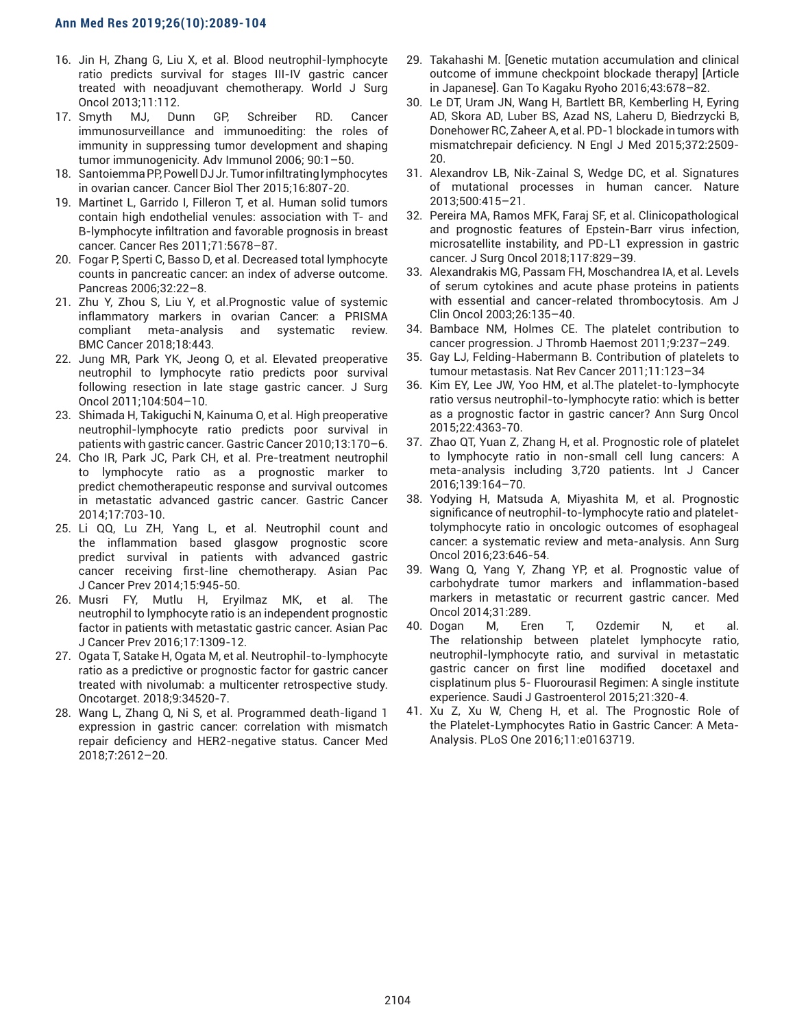16. Jin H, Zhang G, Liu X, et al. Blood neutrophil-lymphocyte ratio predicts survival for stages III-IV gastric cancer treated with neoadjuvant chemotherapy. World J Surg Oncol 2013;11:112.
17. Smyth MJ, Dunn GP, Schreiber RD. Cancer immunosurveillance and immunoediting: the roles of immunity in suppressing tumor development and shaping tumor immunogenicity. Adv Immunol 2006; 90:1–50.
18. Santoiemma PP, Powell DJ Jr. Tumor infiltrating lymphocytes in ovarian cancer. Cancer Biol Ther 2015;16:807-20.
19. Martinet L, Garrido I, Filleron T, et al. Human solid tumors contain high endothelial venules: association with T- and B-lymphocyte infiltration and favorable prognosis in breast cancer. Cancer Res 2011;71:5678–87.
20. Fogar P, Sperti C, Basso D, et al. Decreased total lymphocyte counts in pancreatic cancer: an index of adverse outcome. Pancreas 2006;32:22–8.
21. Zhu Y, Zhou S, Liu Y, et al.Prognostic value of systemic inflammatory markers in ovarian Cancer: a PRISMA compliant meta-analysis and systematic review. BMC Cancer 2018;18:443.
22. Jung MR, Park YK, Jeong O, et al. Elevated preoperative neutrophil to lymphocyte ratio predicts poor survival following resection in late stage gastric cancer. J Surg Oncol 2011;104:504–10.
23. Shimada H, Takiguchi N, Kainuma O, et al. High preoperative neutrophil-lymphocyte ratio predicts poor survival in patients with gastric cancer. Gastric Cancer 2010;13:170–6.
24. Cho IR, Park JC, Park CH, et al. Pre-treatment neutrophil to lymphocyte ratio as a prognostic marker to predict chemotherapeutic response and survival outcomes in metastatic advanced gastric cancer. Gastric Cancer 2014;17:703-10.
25. Li QQ, Lu ZH, Yang L, et al. Neutrophil count and the inflammation based glasgow prognostic score predict survival in patients with advanced gastric cancer receiving first-line chemotherapy. Asian Pac J Cancer Prev 2014;15:945-50.
26. Musri FY, Mutlu H, Eryilmaz MK, et al. The neutrophil to lymphocyte ratio is an independent prognostic factor in patients with metastatic gastric cancer. Asian Pac J Cancer Prev 2016;17:1309-12.
27. Ogata T, Satake H, Ogata M, et al. Neutrophil-to-lymphocyte ratio as a predictive or prognostic factor for gastric cancer treated with nivolumab: a multicenter retrospective study. Oncotarget. 2018;9:34520-7.
28. Wang L, Zhang Q, Ni S, et al. Programmed death-ligand 1 expression in gastric cancer: correlation with mismatch repair deficiency and HER2-negative status. Cancer Med 2018;7:2612–20.
29. Takahashi M. [Genetic mutation accumulation and clinical outcome of immune checkpoint blockade therapy] [Article in Japanese]. Gan To Kagaku Ryoho 2016;43:678–82.
30. Le DT, Uram JN, Wang H, Bartlett BR, Kemberling H, Eyring AD, Skora AD, Luber BS, Azad NS, Laheru D, Biedrzycki B, Donehower RC, Zaheer A, et al. PD-1 blockade in tumors with mismatchrepair deficiency. N Engl J Med 2015;372:2509-20.
31. Alexandrov LB, Nik-Zainal S, Wedge DC, et al. Signatures of mutational processes in human cancer. Nature 2013;500:415–21.
32. Pereira MA, Ramos MFK, Faraj SF, et al. Clinicopathological and prognostic features of Epstein-Barr virus infection, microsatellite instability, and PD-L1 expression in gastric cancer. J Surg Oncol 2018;117:829–39.
33. Alexandrakis MG, Passam FH, Moschandrea IA, et al. Levels of serum cytokines and acute phase proteins in patients with essential and cancer-related thrombocytosis. Am J Clin Oncol 2003;26:135–40.
34. Bambace NM, Holmes CE. The platelet contribution to cancer progression. J Thromb Haemost 2011;9:237–249.
35. Gay LJ, Felding-Habermann B. Contribution of platelets to tumour metastasis. Nat Rev Cancer 2011;11:123–34
36. Kim EY, Lee JW, Yoo HM, et al.The platelet-to-lymphocyte ratio versus neutrophil-to-lymphocyte ratio: which is better as a prognostic factor in gastric cancer? Ann Surg Oncol 2015;22:4363-70.
37. Zhao QT, Yuan Z, Zhang H, et al. Prognostic role of platelet to lymphocyte ratio in non-small cell lung cancers: A meta-analysis including 3,720 patients. Int J Cancer 2016;139:164–70.
38. Yodying H, Matsuda A, Miyashita M, et al. Prognostic significance of neutrophil-to-lymphocyte ratio and platelet-tolymphocyte ratio in oncologic outcomes of esophageal cancer: a systematic review and meta-analysis. Ann Surg Oncol 2016;23:646-54.
39. Wang Q, Yang Y, Zhang YP, et al. Prognostic value of carbohydrate tumor markers and inflammation-based markers in metastatic or recurrent gastric cancer. Med Oncol 2014;31:289.
40. Dogan M, Eren T, Ozdemir N, et al. The relationship between platelet lymphocyte ratio, neutrophil-lymphocyte ratio, and survival in metastatic gastric cancer on first line modified docetaxel and cisplatinum plus 5- Fluorourasil Regimen: A single institute experience. Saudi J Gastroenterol 2015;21:320-4.
41. Xu Z, Xu W, Cheng H, et al. The Prognostic Role of the Platelet-Lymphocytes Ratio in Gastric Cancer: A Meta-Analysis. PLoS One 2016;11:e0163719.